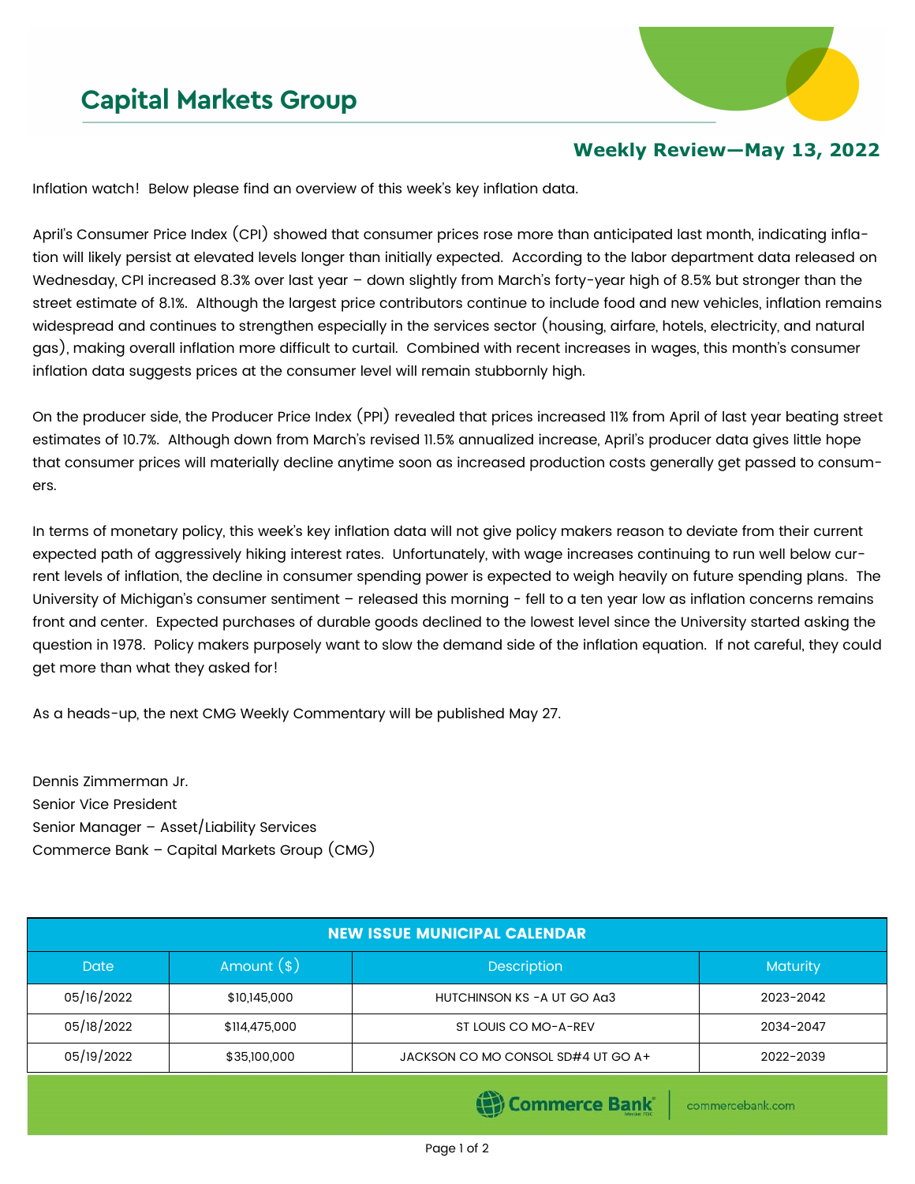# Capital Markets Group

## Weekly Review—May 13, 2022

Inflation watch! Below please find an overview of this week's key inflation data.

April's Consumer Price Index (CPI) showed that consumer prices rose more than anticipated last month, indicating inflation will likely persist at elevated levels longer than initially expected. According to the labor department data released on Wednesday, CPI increased 8.3% over last year – down slightly from March's forty-year high of 8.5% but stronger than the street estimate of 8.1%. Although the largest price contributors continue to include food and new vehicles, inflation remains widespread and continues to strengthen especially in the services sector (housing, airfare, hotels, electricity, and natural gas), making overall inflation more difficult to curtail. Combined with recent increases in wages, this month's consumer inflation data suggests prices at the consumer level will remain stubbornly high.

On the producer side, the Producer Price Index (PPI) revealed that prices increased 11% from April of last year beating street estimates of 10.7%. Although down from March's revised 11.5% annualized increase, April's producer data gives little hope that consumer prices will materially decline anytime soon as increased production costs generally get passed to consumers.

In terms of monetary policy, this week's key inflation data will not give policy makers reason to deviate from their current expected path of aggressively hiking interest rates. Unfortunately, with wage increases continuing to run well below current levels of inflation, the decline in consumer spending power is expected to weigh heavily on future spending plans. The University of Michigan's consumer sentiment – released this morning - fell to a ten year low as inflation concerns remains front and center. Expected purchases of durable goods declined to the lowest level since the University started asking the question in 1978. Policy makers purposely want to slow the demand side of the inflation equation. If not careful, they could get more than what they asked for!

As a heads-up, the next CMG Weekly Commentary will be published May 27.

Dennis Zimmerman Jr.
Senior Vice President
Senior Manager – Asset/Liability Services
Commerce Bank – Capital Markets Group (CMG)

**NEW ISSUE MUNICIPAL CALENDAR**

| Date | Amount ($) | Description | Maturity |
|---|---|---|---|
| 05/16/2022 | $10,145,000 | HUTCHINSON KS -A UT GO Aa3 | 2023-2042 |
| 05/18/2022 | $114,475,000 | ST LOUIS CO MO-A-REV | 2034-2047 |
| 05/19/2022 | $35,100,000 | JACKSON CO MO CONSOL SD#4 UT GO A+ | 2022-2039 |

Commerce Bank | commercebank.com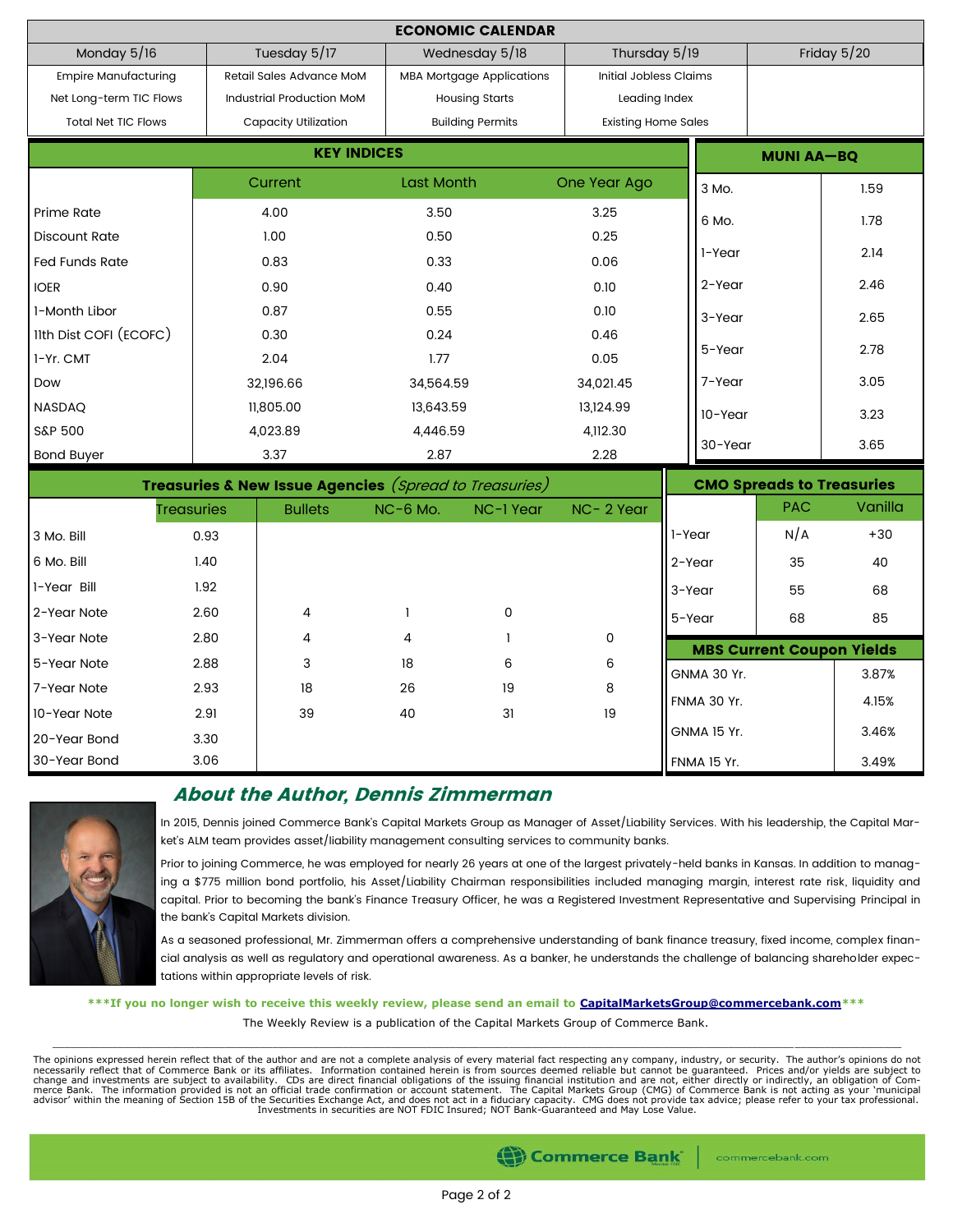## ECONOMIC CALENDAR

| Monday 5/16 | Tuesday 5/17 | Wednesday 5/18 | Thursday 5/19 | Friday 5/20 |
|---|---|---|---|---|
| Empire Manufacturing | Retail Sales Advance MoM | MBA Mortgage Applications | Initial Jobless Claims | |
| Net Long-term TIC Flows | Industrial Production MoM | Housing Starts | Leading Index | |
| Total Net TIC Flows | Capacity Utilization | Building Permits | Existing Home Sales | |

## KEY INDICES

| | Current | Last Month | One Year Ago |
|---|---|---|---|
| Prime Rate | 4.00 | 3.50 | 3.25 |
| Discount Rate | 1.00 | 0.50 | 0.25 |
| Fed Funds Rate | 0.83 | 0.33 | 0.06 |
| IOER | 0.90 | 0.40 | 0.10 |
| 1-Month Libor | 0.87 | 0.55 | 0.10 |
| 11th Dist COFI (ECOFC) | 0.30 | 0.24 | 0.46 |
| 1-Yr. CMT | 2.04 | 1.77 | 0.05 |
| Dow | 32,196.66 | 34,564.59 | 34,021.45 |
| NASDAQ | 11,805.00 | 13,643.59 | 13,124.99 |
| S&P 500 | 4,023.89 | 4,446.59 | 4,112.30 |
| Bond Buyer | 3.37 | 2.87 | 2.28 |

## MUNI AA—BQ

| | |
|---|---|
| 3 Mo. | 1.59 |
| 6 Mo. | 1.78 |
| 1-Year | 2.14 |
| 2-Year | 2.46 |
| 3-Year | 2.65 |
| 5-Year | 2.78 |
| 7-Year | 3.05 |
| 10-Year | 3.23 |
| 30-Year | 3.65 |

## Treasuries & New Issue Agencies *(Spread to Treasuries)*

| | Treasuries | Bullets | NC-6 Mo. | NC-1 Year | NC- 2 Year |
|---|---|---|---|---|---|
| 3 Mo. Bill | 0.93 | | | | |
| 6 Mo. Bill | 1.40 | | | | |
| 1-Year Bill | 1.92 | | | | |
| 2-Year Note | 2.60 | 4 | 1 | 0 | |
| 3-Year Note | 2.80 | 4 | 4 | 1 | 0 |
| 5-Year Note | 2.88 | 3 | 18 | 6 | 6 |
| 7-Year Note | 2.93 | 18 | 26 | 19 | 8 |
| 10-Year Note | 2.91 | 39 | 40 | 31 | 19 |
| 20-Year Bond | 3.30 | | | | |
| 30-Year Bond | 3.06 | | | | |

## CMO Spreads to Treasuries

| | PAC | Vanilla |
|---|---|---|
| 1-Year | N/A | +30 |
| 2-Year | 35 | 40 |
| 3-Year | 55 | 68 |
| 5-Year | 68 | 85 |

## MBS Current Coupon Yields

| | |
|---|---|
| GNMA 30 Yr. | 3.87% |
| FNMA 30 Yr. | 4.15% |
| GNMA 15 Yr. | 3.46% |
| FNMA 15 Yr. | 3.49% |

## *About the Author, Dennis Zimmerman*

In 2015, Dennis joined Commerce Bank's Capital Markets Group as Manager of Asset/Liability Services. With his leadership, the Capital Market's ALM team provides asset/liability management consulting services to community banks.

Prior to joining Commerce, he was employed for nearly 26 years at one of the largest privately-held banks in Kansas. In addition to managing a $775 million bond portfolio, his Asset/Liability Chairman responsibilities included managing margin, interest rate risk, liquidity and capital. Prior to becoming the bank's Finance Treasury Officer, he was a Registered Investment Representative and Supervising Principal in the bank's Capital Markets division.

As a seasoned professional, Mr. Zimmerman offers a comprehensive understanding of bank finance treasury, fixed income, complex financial analysis as well as regulatory and operational awareness. As a banker, he understands the challenge of balancing shareholder expectations within appropriate levels of risk.

**\*\*\*If you no longer wish to receive this weekly review, please send an email to CapitalMarketsGroup@commercebank.com\*\*\***

The Weekly Review is a publication of the Capital Markets Group of Commerce Bank.

The opinions expressed herein reflect that of the author and are not a complete analysis of every material fact respecting any company, industry, or security. The author's opinions do not necessarily reflect that of Commerce Bank or its affiliates. Information contained herein is from sources deemed reliable but cannot be guaranteed. Prices and/or yields are subject to change and investments are subject to availability. CDs are direct financial obligations of the issuing financial institution and are not, either directly or indirectly, an obligation of Commerce Bank. The information provided is not an official trade confirmation or account statement. The Capital Markets Group (CMG) of Commerce Bank is not acting as your 'municipal advisor' within the meaning of Section 15B of the Securities Exchange Act, and does not act in a fiduciary capacity. CMG does not provide tax advice; please refer to your tax professional. Investments in securities are NOT FDIC Insured; NOT Bank-Guaranteed and May Lose Value.

Commerce Bank | commercebank.com